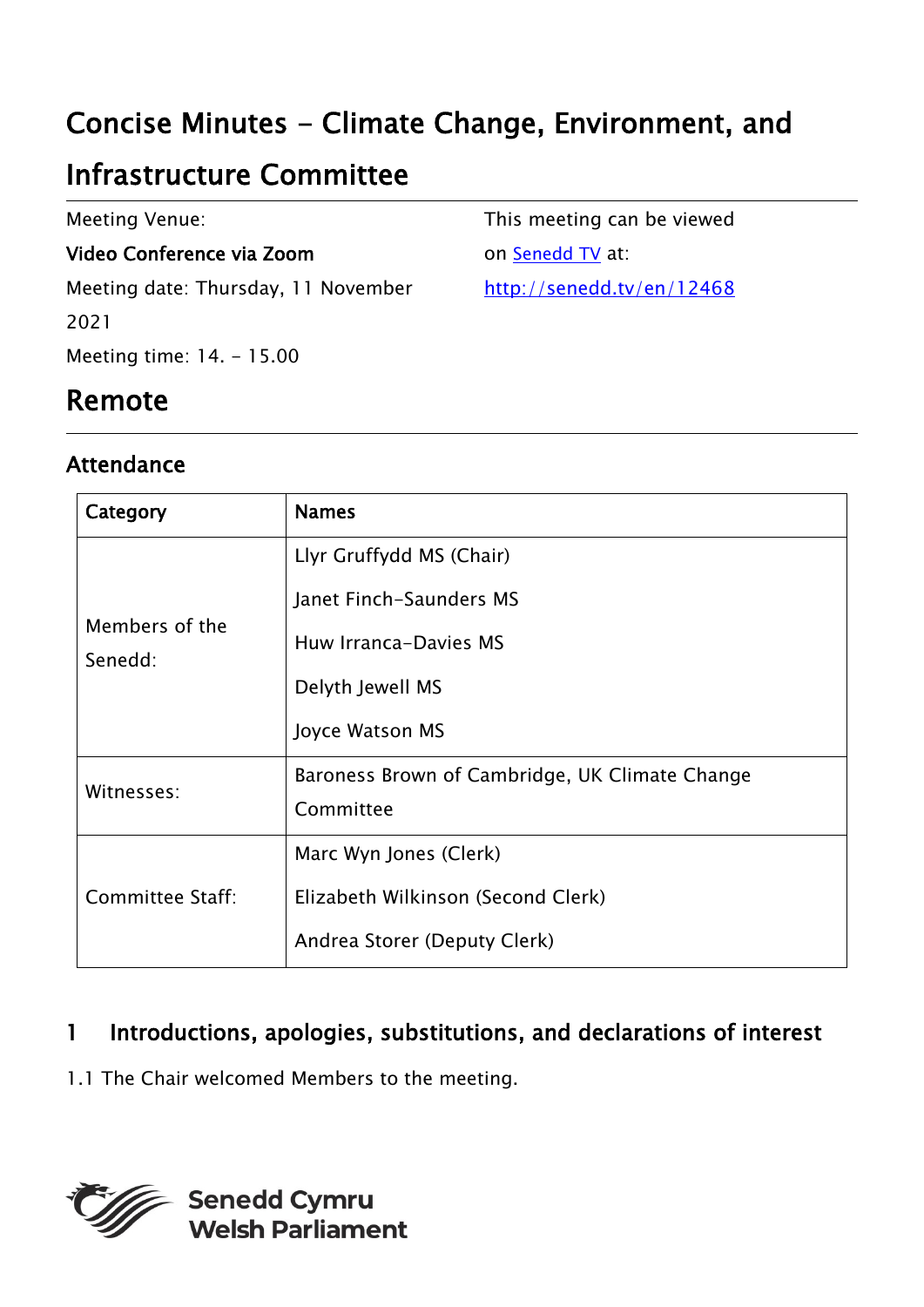# Concise Minutes - Climate Change, Environment, and Infrastructure Committee

Meeting Venue:

**Video Conference via Zoom**

Meeting date: Thursday, 11 November 2021

Meeting time: 14. - 15.00

This meeting can be viewed on [Senedd TV](http://senedd.tv/en/12468) at:

http://senedd.tv/en/12468

## Remote

---

### Attendance

| Category | Names |
|---|---|
| Members of the Senedd: | Llyr Gruffydd MS (Chair)<br>Janet Finch-Saunders MS<br>Huw Irranca-Davies MS<br>Delyth Jewell MS<br>Joyce Watson MS |
| Witnesses: | Baroness Brown of Cambridge, UK Climate Change Committee |
| Committee Staff: | Marc Wyn Jones (Clerk)<br>Elizabeth Wilkinson (Second Clerk)<br>Andrea Storer (Deputy Clerk) |

### 1 Introductions, apologies, substitutions, and declarations of interest

1.1 The Chair welcomed Members to the meeting.

Senedd Cymru
Welsh Parliament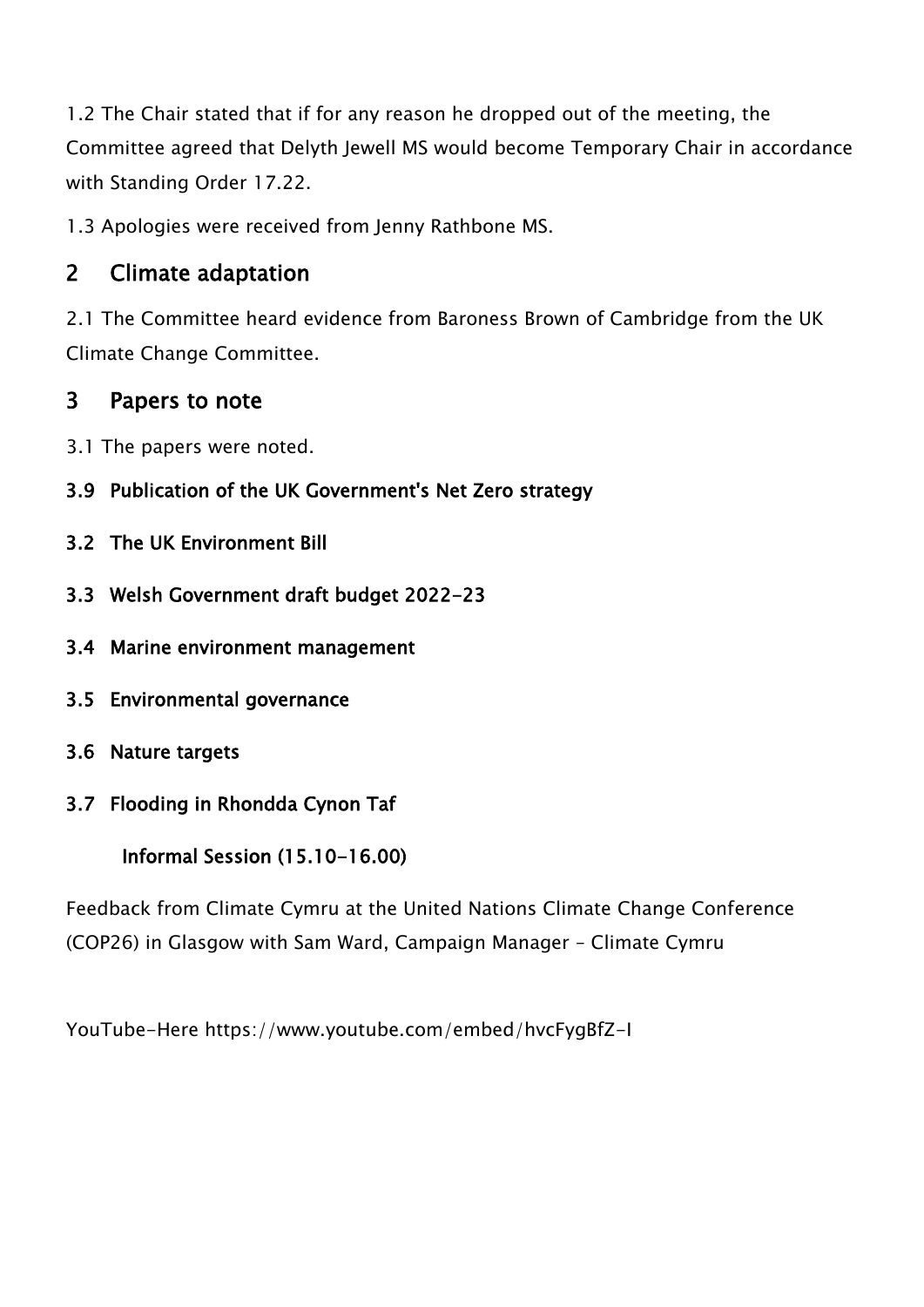1.2 The Chair stated that if for any reason he dropped out of the meeting, the Committee agreed that Delyth Jewell MS would become Temporary Chair in accordance with Standing Order 17.22.

1.3 Apologies were received from Jenny Rathbone MS.

## 2 Climate adaptation

2.1 The Committee heard evidence from Baroness Brown of Cambridge from the UK Climate Change Committee.

## 3 Papers to note

3.1 The papers were noted.

### 3.9 Publication of the UK Government's Net Zero strategy

### 3.2 The UK Environment Bill

### 3.3 Welsh Government draft budget 2022-23

### 3.4 Marine environment management

### 3.5 Environmental governance

### 3.6 Nature targets

### 3.7 Flooding in Rhondda Cynon Taf

### Informal Session (15.10-16.00)

Feedback from Climate Cymru at the United Nations Climate Change Conference (COP26) in Glasgow with Sam Ward, Campaign Manager – Climate Cymru

YouTube-Here https://www.youtube.com/embed/hvcFygBfZ-I